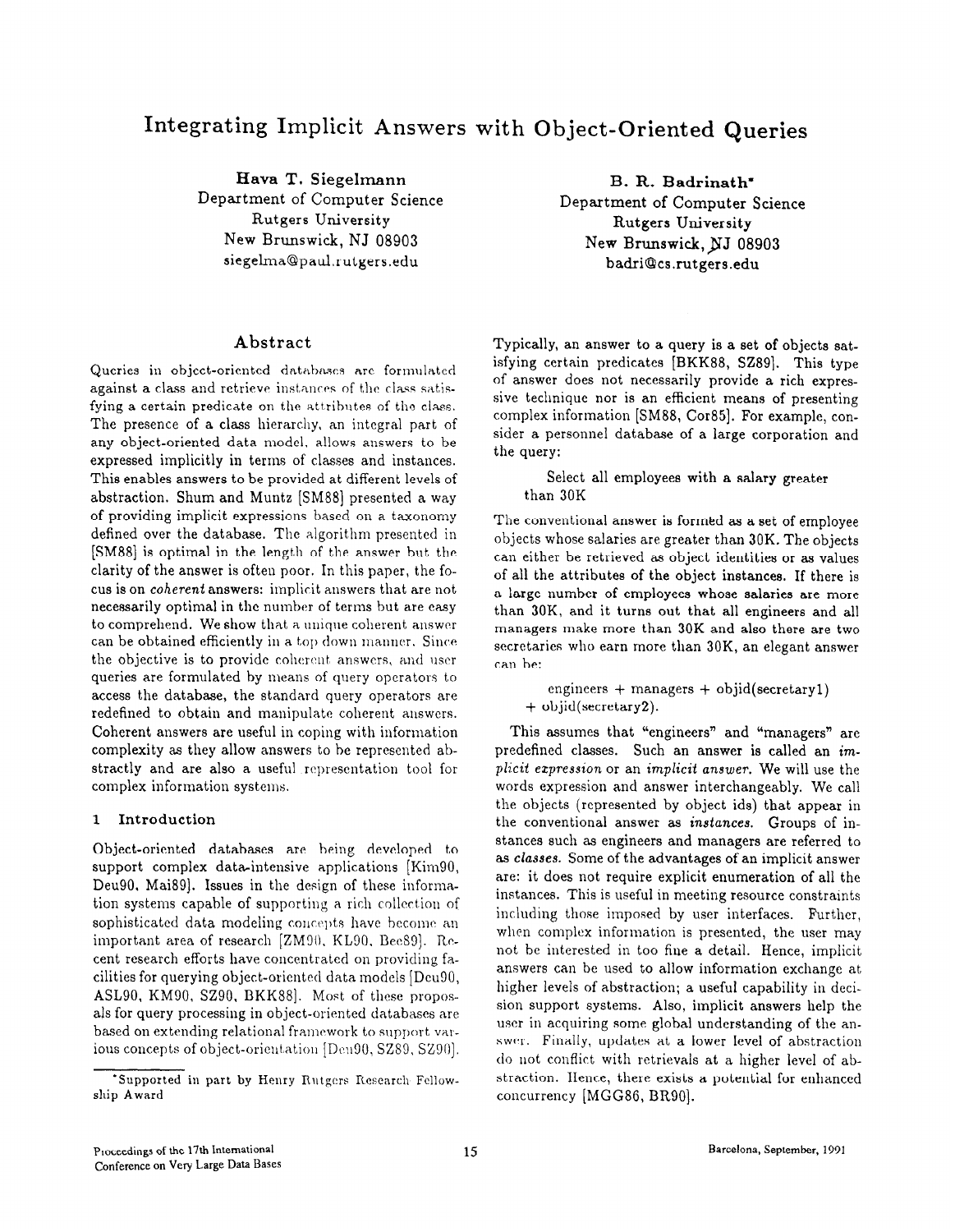# Integrating Implicit Answers with Object-Oriented Queries

**Hava T. Siegelmann**
Department of Computer Science
Rutgers University
New Brunswick, NJ 08903
siegelma@paul.rutgers.edu

**B. R. Badrinath***
Department of Computer Science
Rutgers University
New Brunswick, NJ 08903
badri@cs.rutgers.edu

## Abstract

Queries in object-oriented databases are formulated against a class and retrieve instances of the class satisfying a certain predicate on the attributes of the class. The presence of a class hierarchy, an integral part of any object-oriented data model, allows answers to be expressed implicitly in terms of classes and instances. This enables answers to be provided at different levels of abstraction. Shum and Muntz [SM88] presented a way of providing implicit expressions based on a taxonomy defined over the database. The algorithm presented in [SM88] is optimal in the length of the answer but the clarity of the answer is often poor. In this paper, the focus is on *coherent* answers: implicit answers that are not necessarily optimal in the number of terms but are easy to comprehend. We show that a unique coherent answer can be obtained efficiently in a top down manner. Since the objective is to provide coherent answers, and user queries are formulated by means of query operators to access the database, the standard query operators are redefined to obtain and manipulate coherent answers. Coherent answers are useful in coping with information complexity as they allow answers to be represented abstractly and are also a useful representation tool for complex information systems.

## 1 Introduction

Object-oriented databases are being developed to support complex data-intensive applications [Kim90, Deu90, Mai89]. Issues in the design of these information systems capable of supporting a rich collection of sophisticated data modeling concepts have become an important area of research [ZM90, KL90, Bee89]. Recent research efforts have concentrated on providing facilities for querying object-oriented data models [Deu90, ASL90, KM90, SZ90, BKK88]. Most of these proposals for query processing in object-oriented databases are based on extending relational framework to support various concepts of object-orientation [Deu90, SZ89, SZ90].

Typically, an answer to a query is a set of objects satisfying certain predicates [BKK88, SZ89]. This type of answer does not necessarily provide a rich expressive technique nor is an efficient means of presenting complex information [SM88, Cor85]. For example, consider a personnel database of a large corporation and the query:

> Select all employees with a salary greater than 30K

The conventional answer is formed as a set of employee objects whose salaries are greater than 30K. The objects can either be retrieved as object identities or as values of all the attributes of the object instances. If there is a large number of employees whose salaries are more than 30K, and it turns out that all engineers and all managers make more than 30K and also there are two secretaries who earn more than 30K, an elegant answer can be:

> engineers + managers + objid(secretary1) + objid(secretary2).

This assumes that "engineers" and "managers" are predefined classes. Such an answer is called an *implicit expression* or an *implicit answer*. We will use the words expression and answer interchangeably. We call the objects (represented by object ids) that appear in the conventional answer as *instances*. Groups of instances such as engineers and managers are referred to as *classes*. Some of the advantages of an implicit answer are: it does not require explicit enumeration of all the instances. This is useful in meeting resource constraints including those imposed by user interfaces. Further, when complex information is presented, the user may not be interested in too fine a detail. Hence, implicit answers can be used to allow information exchange at higher levels of abstraction; a useful capability in decision support systems. Also, implicit answers help the user in acquiring some global understanding of the answer. Finally, updates at a lower level of abstraction do not conflict with retrievals at a higher level of abstraction. Hence, there exists a potential for enhanced concurrency [MGG86, BR90].

*Supported in part by Henry Rutgers Research Fellowship Award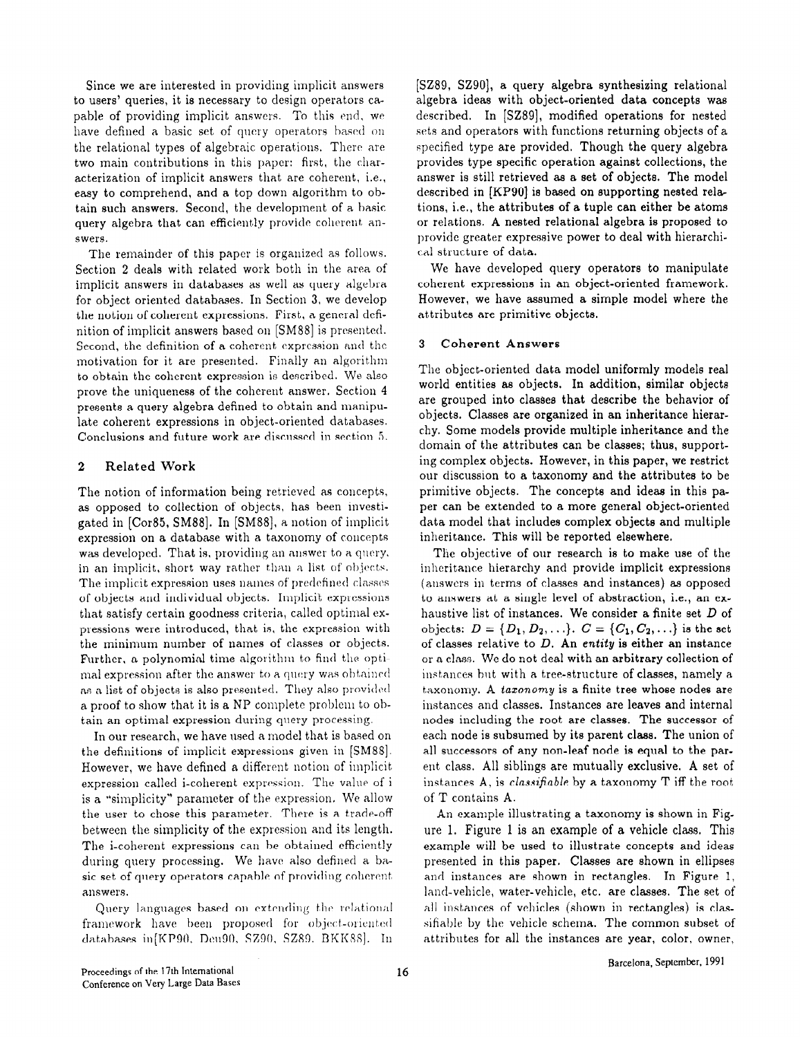Since we are interested in providing implicit answers to users' queries, it is necessary to design operators capable of providing implicit answers. To this end, we have defined a basic set of query operators based on the relational types of algebraic operations. There are two main contributions in this paper: first, the characterization of implicit answers that are coherent, i.e., easy to comprehend, and a top down algorithm to obtain such answers. Second, the development of a basic query algebra that can efficiently provide coherent answers.

The remainder of this paper is organized as follows. Section 2 deals with related work both in the area of implicit answers in databases as well as query algebra for object oriented databases. In Section 3, we develop the notion of coherent expressions. First, a general definition of implicit answers based on [SM88] is presented. Second, the definition of a coherent expression and the motivation for it are presented. Finally an algorithm to obtain the coherent expression is described. We also prove the uniqueness of the coherent answer. Section 4 presents a query algebra defined to obtain and manipulate coherent expressions in object-oriented databases. Conclusions and future work are discussed in section 5.

## 2 Related Work

The notion of information being retrieved as concepts, as opposed to collection of objects, has been investigated in [Cor85, SM88]. In [SM88], a notion of implicit expression on a database with a taxonomy of concepts was developed. That is, providing an answer to a query, in an implicit, short way rather than a list of objects. The implicit expression uses names of predefined classes of objects and individual objects. Implicit expressions that satisfy certain goodness criteria, called optimal expressions were introduced, that is, the expression with the minimum number of names of classes or objects. Further, a polynomial time algorithm to find the optimal expression after the answer to a query was obtained as a list of objects is also presented. They also provided a proof to show that it is a NP complete problem to obtain an optimal expression during query processing.

In our research, we have used a model that is based on the definitions of implicit expressions given in [SM88]. However, we have defined a different notion of implicit expression called i-coherent expression. The value of i is a "simplicity" parameter of the expression. We allow the user to chose this parameter. There is a trade-off between the simplicity of the expression and its length. The i-coherent expressions can be obtained efficiently during query processing. We have also defined a basic set of query operators capable of providing coherent answers.

Query languages based on extending the relational framework have been proposed for object-oriented databases in[KP90, Den90, SZ90, SZ89, BKK88]. In [SZ89, SZ90], a query algebra synthesizing relational algebra ideas with object-oriented data concepts was described. In [SZ89], modified operations for nested sets and operators with functions returning objects of a specified type are provided. Though the query algebra provides type specific operation against collections, the answer is still retrieved as a set of objects. The model described in [KP90] is based on supporting nested relations, i.e., the attributes of a tuple can either be atoms or relations. A nested relational algebra is proposed to provide greater expressive power to deal with hierarchical structure of data.

We have developed query operators to manipulate coherent expressions in an object-oriented framework. However, we have assumed a simple model where the attributes are primitive objects.

## 3 Coherent Answers

The object-oriented data model uniformly models real world entities as objects. In addition, similar objects are grouped into classes that describe the behavior of objects. Classes are organized in an inheritance hierarchy. Some models provide multiple inheritance and the domain of the attributes can be classes; thus, supporting complex objects. However, in this paper, we restrict our discussion to a taxonomy and the attributes to be primitive objects. The concepts and ideas in this paper can be extended to a more general object-oriented data model that includes complex objects and multiple inheritance. This will be reported elsewhere.

The objective of our research is to make use of the inheritance hierarchy and provide implicit expressions (answers in terms of classes and instances) as opposed to answers at a single level of abstraction, i.e., an exhaustive list of instances. We consider a finite set $D$ of objects: $D = \{D_1, D_2, \ldots\}$. $C = \{C_1, C_2, \ldots\}$ is the set of classes relative to $D$. An *entity* is either an instance or a class. We do not deal with an arbitrary collection of instances but with a tree-structure of classes, namely a taxonomy. A *taxonomy* is a finite tree whose nodes are instances and classes. Instances are leaves and internal nodes including the root are classes. The successor of each node is subsumed by its parent class. The union of all successors of any non-leaf node is equal to the parent class. All siblings are mutually exclusive. A set of instances A, is *classifiable* by a taxonomy T iff the root of T contains A.

An example illustrating a taxonomy is shown in Figure 1. Figure 1 is an example of a vehicle class. This example will be used to illustrate concepts and ideas presented in this paper. Classes are shown in ellipses and instances are shown in rectangles. In Figure 1, land-vehicle, water-vehicle, etc. are classes. The set of all instances of vehicles (shown in rectangles) is classifiable by the vehicle schema. The common subset of attributes for all the instances are year, color, owner,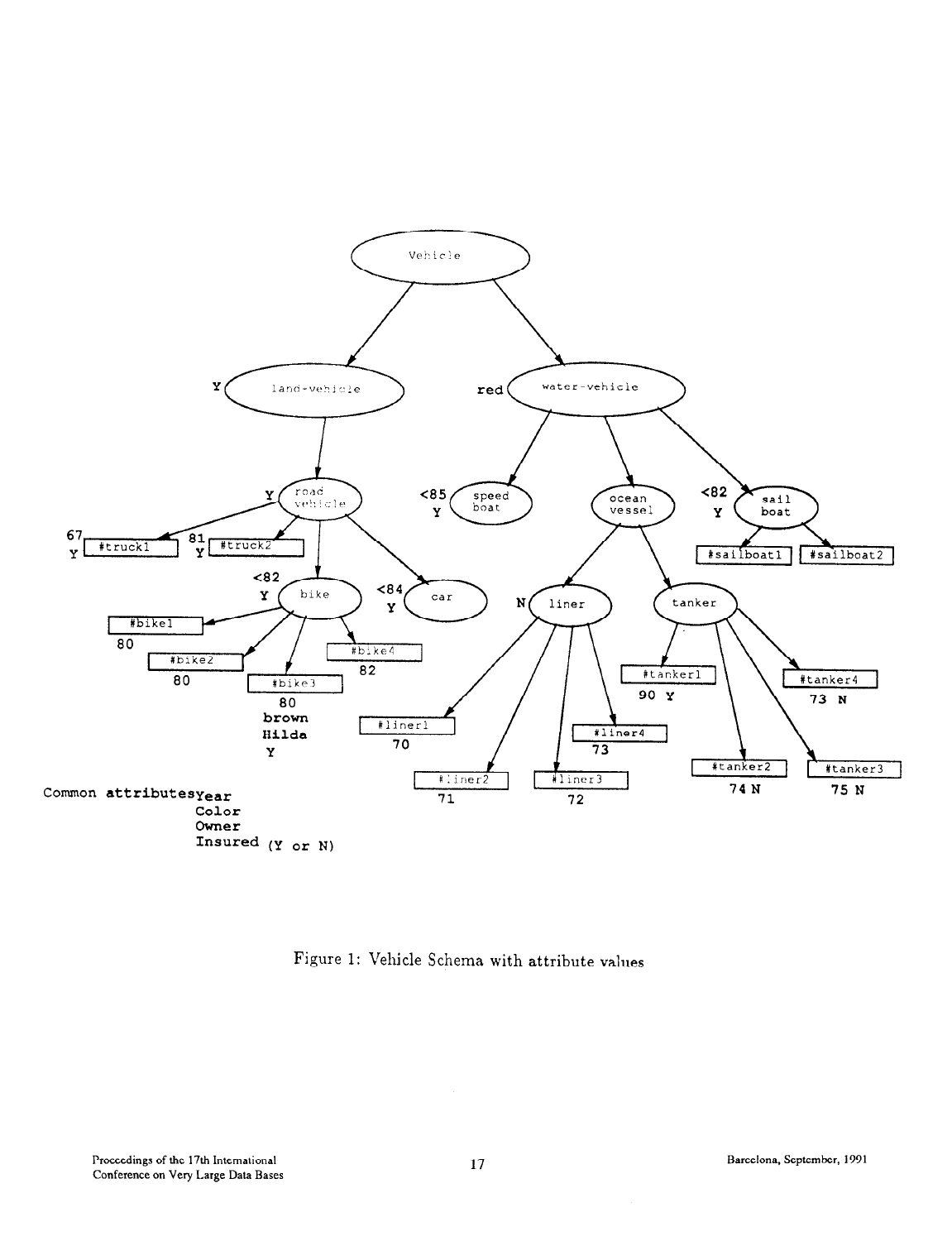Figure 1: Vehicle Schema with attribute values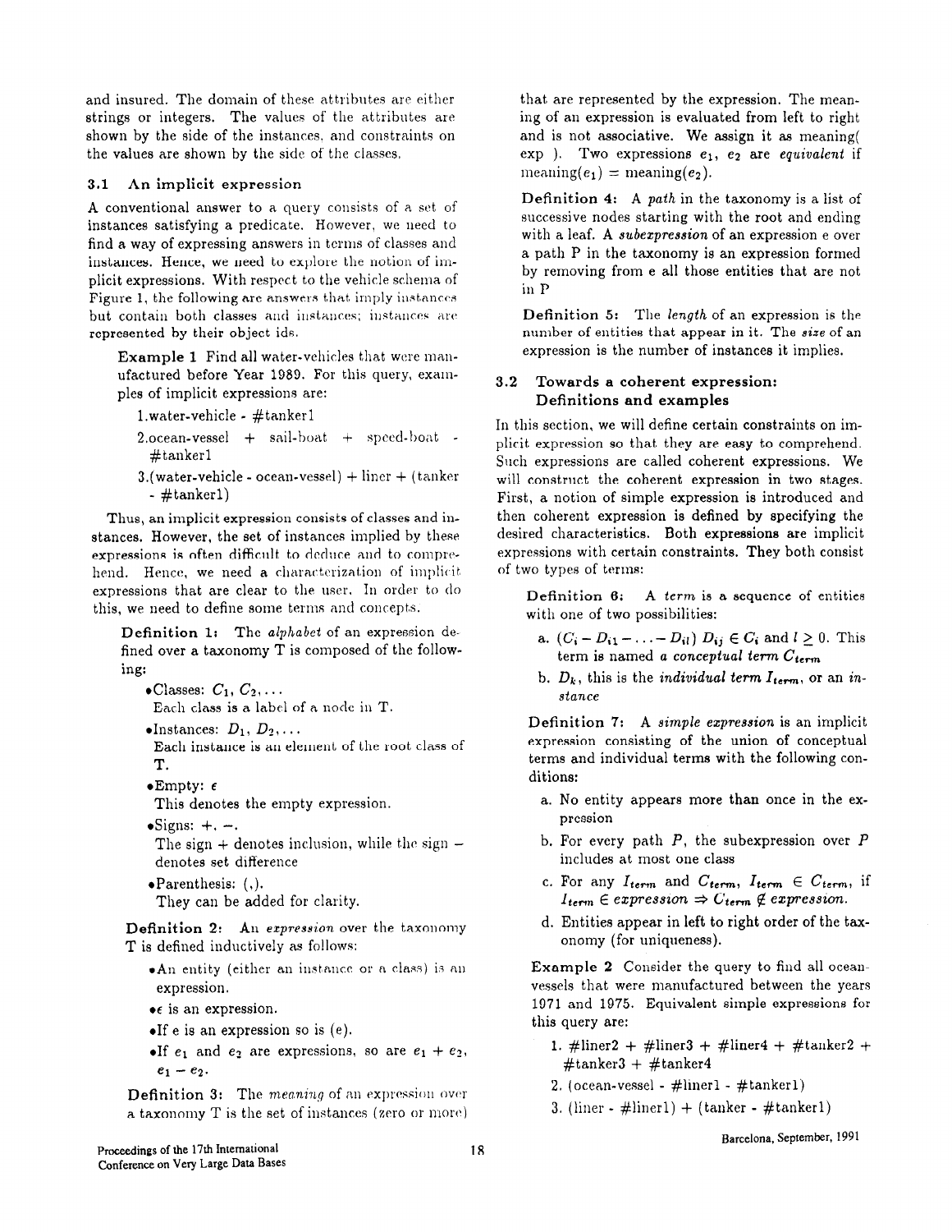and insured. The domain of these attributes are either strings or integers. The values of the attributes are shown by the side of the instances, and constraints on the values are shown by the side of the classes.

### 3.1 An implicit expression

A conventional answer to a query consists of a set of instances satisfying a predicate. However, we need to find a way of expressing answers in terms of classes and instances. Hence, we need to explore the notion of implicit expressions. With respect to the vehicle schema of Figure 1, the following are answers that imply instances but contain both classes and instances; instances are represented by their object ids.

**Example 1** Find all water-vehicles that were manufactured before Year 1989. For this query, examples of implicit expressions are:

1. water-vehicle - #tanker1
2. ocean-vessel + sail-boat + speed-boat - #tanker1
3. (water-vehicle - ocean-vessel) + liner + (tanker - #tanker1)

Thus, an implicit expression consists of classes and instances. However, the set of instances implied by these expressions is often difficult to deduce and to comprehend. Hence, we need a characterization of implicit expressions that are clear to the user. In order to do this, we need to define some terms and concepts.

**Definition 1:** The *alphabet* of an expression defined over a taxonomy T is composed of the following:

- Classes: $C_1, C_2, \ldots$
  Each class is a label of a node in T.
- Instances: $D_1, D_2, \ldots$
  Each instance is an element of the root class of T.
- Empty: $\epsilon$
  This denotes the empty expression.
- Signs: $+$, $-$.
  The sign $+$ denotes inclusion, while the sign $-$ denotes set difference
- Parenthesis: (,).
  They can be added for clarity.

**Definition 2:** An *expression* over the taxonomy T is defined inductively as follows:

- An entity (either an instance or a class) is an expression.
- $\epsilon$ is an expression.
- If e is an expression so is (e).
- If $e_1$ and $e_2$ are expressions, so are $e_1 + e_2$, $e_1 - e_2$.

**Definition 3:** The *meaning* of an expression over a taxonomy T is the set of instances (zero or more) that are represented by the expression. The meaning of an expression is evaluated from left to right and is not associative. We assign it as meaning( exp ). Two expressions $e_1$, $e_2$ are *equivalent* if meaning($e_1$) = meaning($e_2$).

**Definition 4:** A *path* in the taxonomy is a list of successive nodes starting with the root and ending with a leaf. A *subexpression* of an expression e over a path P in the taxonomy is an expression formed by removing from e all those entities that are not in P

**Definition 5:** The *length* of an expression is the number of entities that appear in it. The *size* of an expression is the number of instances it implies.

### 3.2 Towards a coherent expression: Definitions and examples

In this section, we will define certain constraints on implicit expression so that they are easy to comprehend. Such expressions are called coherent expressions. We will construct the coherent expression in two stages. First, a notion of simple expression is introduced and then coherent expression is defined by specifying the desired characteristics. Both expressions are implicit expressions with certain constraints. They both consist of two types of terms:

**Definition 6:** A *term* is a sequence of entities with one of two possibilities:

a. $(C_i - D_{i1} - \ldots - D_{il})$ $D_{ij} \in C_i$ and $l \geq 0$. This term is named *a conceptual term* $C_{term}$

b. $D_k$, this is the *individual term* $I_{term}$, or an *instance*

**Definition 7:** A *simple expression* is an implicit expression consisting of the union of conceptual terms and individual terms with the following conditions:

a. No entity appears more than once in the expression

b. For every path $P$, the subexpression over $P$ includes at most one class

c. For any $I_{term}$ and $C_{term}$, $I_{term} \in C_{term}$, if $I_{term} \in$ *expression* $\Rightarrow C_{term} \notin$ *expression*.

d. Entities appear in left to right order of the taxonomy (for uniqueness).

**Example 2** Consider the query to find all ocean-vessels that were manufactured between the years 1971 and 1975. Equivalent simple expressions for this query are:

1. #liner2 + #liner3 + #liner4 + #tanker2 + #tanker3 + #tanker4
2. (ocean-vessel - #liner1 - #tanker1)
3. (liner - #liner1) + (tanker - #tanker1)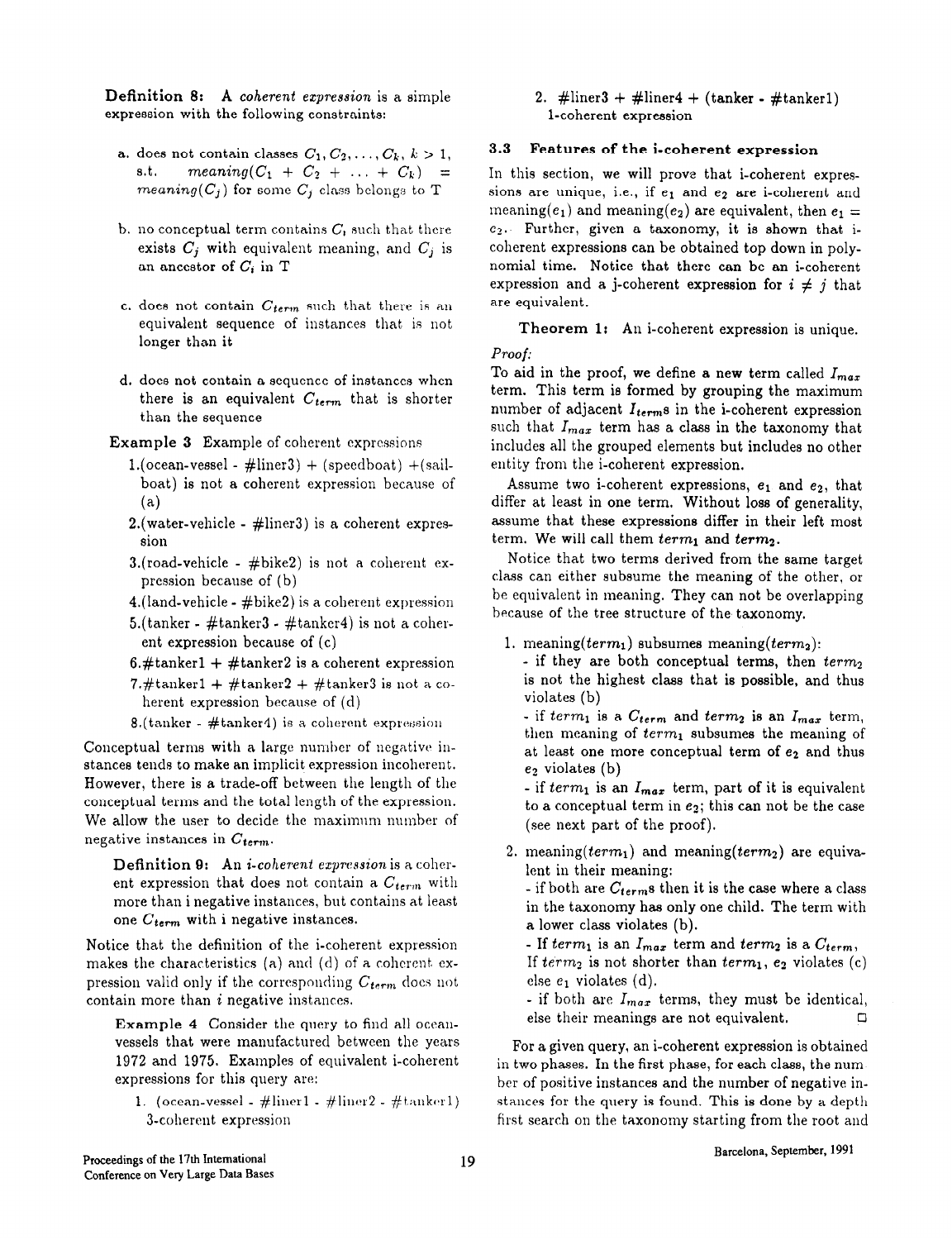**Definition 8:** A *coherent expression* is a simple expression with the following constraints:

a. does not contain classes $C_1, C_2, \ldots, C_k$, $k > 1$, s.t. $meaning(C_1 + C_2 + \ldots + C_k) = meaning(C_j)$ for some $C_j$ class belongs to T

b. no conceptual term contains $C_i$ such that there exists $C_j$ with equivalent meaning, and $C_j$ is an ancestor of $C_i$ in T

c. does not contain $C_{term}$ such that there is an equivalent sequence of instances that is not longer than it

d. does not contain a sequence of instances when there is an equivalent $C_{term}$ that is shorter than the sequence

**Example 3** Example of coherent expressions

1.(ocean-vessel - #liner3) + (speedboat) +(sailboat) is not a coherent expression because of (a)

2.(water-vehicle - #liner3) is a coherent expression

3.(road-vehicle - #bike2) is not a coherent expression because of (b)

4.(land-vehicle - #bike2) is a coherent expression

5.(tanker - #tanker3 - #tanker4) is not a coherent expression because of (c)

6.#tanker1 + #tanker2 is a coherent expression

7.#tanker1 + #tanker2 + #tanker3 is not a coherent expression because of (d)

8.(tanker - #tanker4) is a coherent expression

Conceptual terms with a large number of negative instances tends to make an implicit expression incoherent. However, there is a trade-off between the length of the conceptual terms and the total length of the expression. We allow the user to decide the maximum number of negative instances in $C_{term}$.

**Definition 9:** An *i-coherent expression* is a coherent expression that does not contain a $C_{term}$ with more than i negative instances, but contains at least one $C_{term}$ with i negative instances.

Notice that the definition of the i-coherent expression makes the characteristics (a) and (d) of a coherent expression valid only if the corresponding $C_{term}$ does not contain more than $i$ negative instances.

**Example 4** Consider the query to find all ocean-vessels that were manufactured between the years 1972 and 1975. Examples of equivalent i-coherent expressions for this query are:

1. (ocean-vessel - #liner1 - #liner2 - #tanker1) 3-coherent expression

2. #liner3 + #liner4 + (tanker - #tanker1) 1-coherent expression

### 3.3 Features of the i-coherent expression

In this section, we will prove that i-coherent expressions are unique, i.e., if $e_1$ and $e_2$ are i-coherent and meaning($e_1$) and meaning($e_2$) are equivalent, then $e_1 = e_2$. Further, given a taxonomy, it is shown that i-coherent expressions can be obtained top down in polynomial time. Notice that there can be an i-coherent expression and a j-coherent expression for $i \neq j$ that are equivalent.

**Theorem 1:** An i-coherent expression is unique.

*Proof:*

To aid in the proof, we define a new term called $I_{max}$ term. This term is formed by grouping the maximum number of adjacent $I_{term}$s in the i-coherent expression such that $I_{max}$ term has a class in the taxonomy that includes all the grouped elements but includes no other entity from the i-coherent expression.

Assume two i-coherent expressions, $e_1$ and $e_2$, that differ at least in one term. Without loss of generality, assume that these expressions differ in their left most term. We will call them $term_1$ and $term_2$.

Notice that two terms derived from the same target class can either subsume the meaning of the other, or be equivalent in meaning. They can not be overlapping because of the tree structure of the taxonomy.

1. meaning($term_1$) subsumes meaning($term_2$):
   - if they are both conceptual terms, then $term_2$ is not the highest class that is possible, and thus violates (b)
   - if $term_1$ is a $C_{term}$ and $term_2$ is an $I_{max}$ term, then meaning of $term_1$ subsumes the meaning of at least one more conceptual term of $e_2$ and thus $e_2$ violates (b)
   - if $term_1$ is an $I_{max}$ term, part of it is equivalent to a conceptual term in $e_2$; this can not be the case (see next part of the proof).

2. meaning($term_1$) and meaning($term_2$) are equivalent in their meaning:
   - if both are $C_{term}$s then it is the case where a class in the taxonomy has only one child. The term with a lower class violates (b).
   - If $term_1$ is an $I_{max}$ term and $term_2$ is a $C_{term}$, If $term_2$ is not shorter than $term_1$, $e_2$ violates (c) else $e_1$ violates (d).
   - if both are $I_{max}$ terms, they must be identical, else their meanings are not equivalent. □

For a given query, an i-coherent expression is obtained in two phases. In the first phase, for each class, the number of positive instances and the number of negative instances for the query is found. This is done by a depth first search on the taxonomy starting from the root and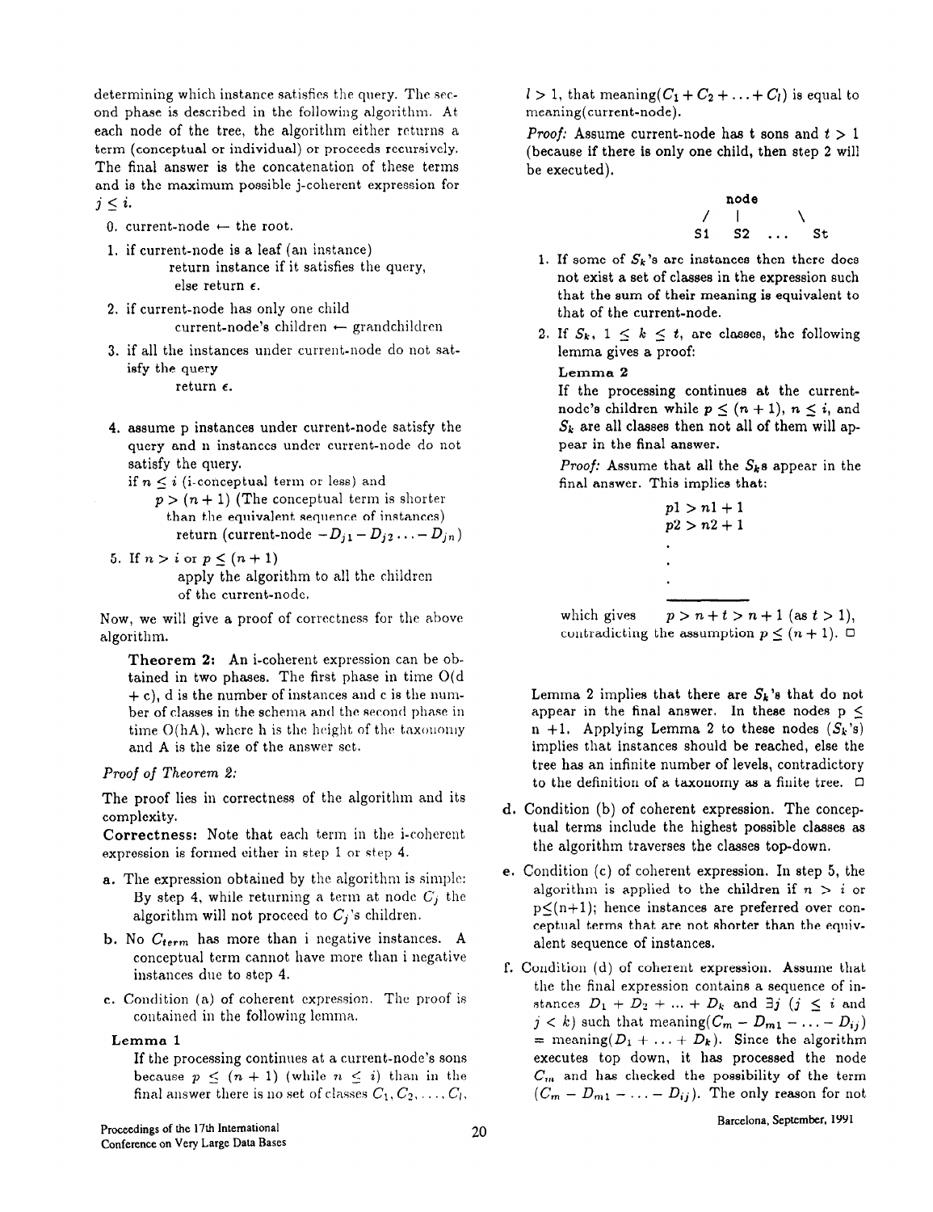determining which instance satisfies the query. The second phase is described in the following algorithm. At each node of the tree, the algorithm either returns a term (conceptual or individual) or proceeds recursively. The final answer is the concatenation of these terms and is the maximum possible j-coherent expression for $j \leq i$.

0. current-node $\leftarrow$ the root.
1. if current-node is a leaf (an instance)
   return instance if it satisfies the query,
   else return $\epsilon$.
2. if current-node has only one child
   current-node's children $\leftarrow$ grandchildren
3. if all the instances under current-node do not satisfy the query
   return $\epsilon$.
4. assume p instances under current-node satisfy the query and n instances under current-node do not satisfy the query.
   if $n \leq i$ (i-conceptual term or less) and
   $p > (n+1)$ (The conceptual term is shorter than the equivalent sequence of instances)
   return (current-node $-D_{j1} - D_{j2} \ldots - D_{jn}$)
5. If $n > i$ or $p \leq (n+1)$
   apply the algorithm to all the children of the current-node.

Now, we will give a proof of correctness for the above algorithm.

**Theorem 2:** An i-coherent expression can be obtained in two phases. The first phase in time O(d + c), d is the number of instances and c is the number of classes in the schema and the second phase in time O(hA), where h is the height of the taxonomy and A is the size of the answer set.

*Proof of Theorem 2:*

The proof lies in correctness of the algorithm and its complexity.

**Correctness:** Note that each term in the i-coherent expression is formed either in step 1 or step 4.

**a.** The expression obtained by the algorithm is simple: By step 4, while returning a term at node $C_j$ the algorithm will not proceed to $C_j$'s children.

**b.** No $C_{term}$ has more than i negative instances. A conceptual term cannot have more than i negative instances due to step 4.

**c.** Condition (a) of coherent expression. The proof is contained in the following lemma.

**Lemma 1**

If the processing continues at a current-node's sons because $p \leq (n+1)$ (while $n \leq i$) than in the final answer there is no set of classes $C_1, C_2, \ldots, C_l$, $l > 1$, that meaning($C_1 + C_2 + \ldots + C_l$) is equal to meaning(current-node).

*Proof:* Assume current-node has t sons and $t > 1$ (because if there is only one child, then step 2 will be executed).

```
        node
      /  |    \
    S1   S2 ...  St
```

1. If some of $S_k$'s are instances then there does not exist a set of classes in the expression such that the sum of their meaning is equivalent to that of the current-node.
2. If $S_k$, $1 \leq k \leq t$, are classes, the following lemma gives a proof:

**Lemma 2**

If the processing continues at the current-node's children while $p \leq (n+1)$, $n \leq i$, and $S_k$ are all classes then not all of them will appear in the final answer.

*Proof:* Assume that all the $S_k$s appear in the final answer. This implies that:

$$p1 > n1 + 1$$
$$p2 > n2 + 1$$
$$\vdots$$

which gives $\quad p > n + t > n + 1$ (as $t > 1$), contradicting the assumption $p \leq (n+1)$. □

Lemma 2 implies that there are $S_k$'s that do not appear in the final answer. In these nodes $p \leq n+1$. Applying Lemma 2 to these nodes ($S_k$'s) implies that instances should be reached, else the tree has an infinite number of levels, contradictory to the definition of a taxonomy as a finite tree. □

**d.** Condition (b) of coherent expression. The conceptual terms include the highest possible classes as the algorithm traverses the classes top-down.

**e.** Condition (c) of coherent expression. In step 5, the algorithm is applied to the children if $n > i$ or $p \leq (n+1)$; hence instances are preferred over conceptual terms that are not shorter than the equivalent sequence of instances.

**f.** Condition (d) of coherent expression. Assume that the the final expression contains a sequence of instances $D_1 + D_2 + \ldots + D_k$ and $\exists j$ ($j \leq i$ and $j < k$) such that meaning($C_m - D_{m1} - \ldots - D_{ij}$) = meaning($D_1 + \ldots + D_k$). Since the algorithm executes top down, it has processed the node $C_m$ and has checked the possibility of the term ($C_m - D_{m1} - \ldots - D_{ij}$). The only reason for not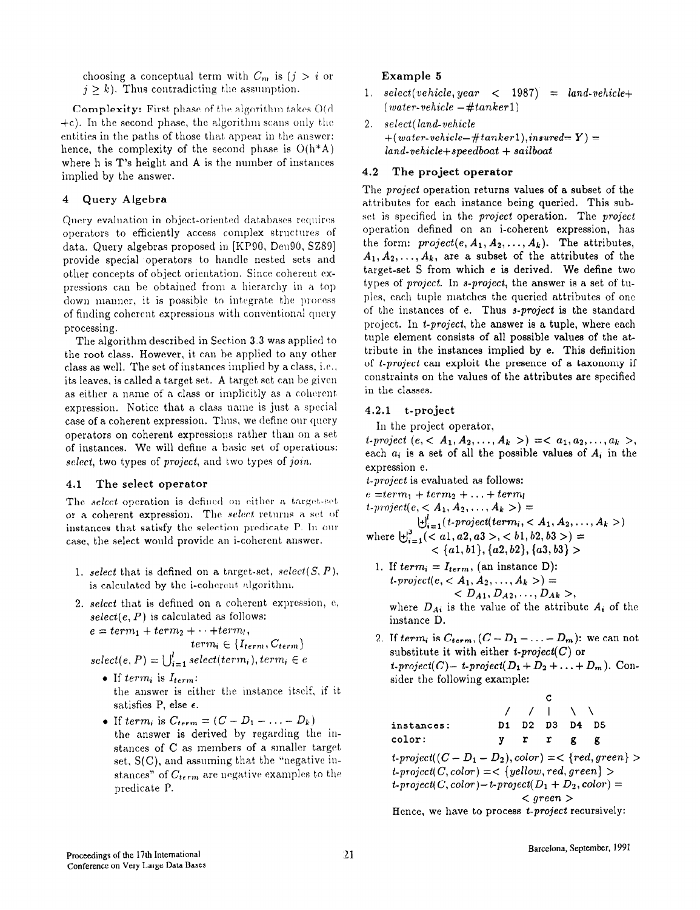choosing a conceptual term with $C_m$ is ($j > i$ or $j \geq k$). Thus contradicting the assumption.

**Complexity:** First phase of the algorithm takes O(d +c). In the second phase, the algorithm scans only the entities in the paths of those that appear in the answer: hence, the complexity of the second phase is O(h*A) where h is T's height and A is the number of instances implied by the answer.

## 4 Query Algebra

Query evaluation in object-oriented databases requires operators to efficiently access complex structures of data. Query algebras proposed in [KP90, Deu90, SZ89] provide special operators to handle nested sets and other concepts of object orientation. Since coherent expressions can be obtained from a hierarchy in a top down manner, it is possible to integrate the process of finding coherent expressions with conventional query processing.

The algorithm described in Section 3.3 was applied to the root class. However, it can be applied to any other class as well. The set of instances implied by a class, i.e., its leaves, is called a target set. A target set can be given as either a name of a class or implicitly as a coherent expression. Notice that a class name is just a special case of a coherent expression. Thus, we define our query operators on coherent expressions rather than on a set of instances. We will define a basic set of operations: *select*, two types of *project*, and two types of *join*.

### 4.1 The select operator

The *select* operation is defined on either a target-set or a coherent expression. The *select* returns a set of instances that satisfy the selection predicate P. In our case, the select would provide an i-coherent answer.

1. *select* that is defined on a target-set, *select*(S, P), is calculated by the i-coherent algorithm.
2. *select* that is defined on a coherent expression, e, *select*(e, P) is calculated as follows:
   $e = term_1 + term_2 + \cdots + term_l$,
   $term_i \in \{I_{term}, C_{term}\}$
   $select(e, P) = \bigcup_{i=1}^{l} select(term_i), term_i \in e$
   - If $term_i$ is $I_{term}$: the answer is either the instance itself, if it satisfies P, else $\epsilon$.
   - If $term_i$ is $C_{term} = (C - D_1 - \ldots - D_k)$ the answer is derived by regarding the instances of C as members of a smaller target set, S(C), and assuming that the "negative instances" of $C_{term}$ are negative examples to the predicate P.

**Example 5**

1. *select(vehicle, year < 1987) = land-vehicle+ (water-vehicle −#tanker1)*
2. *select(land-vehicle +(water-vehicle−#tanker1),insured= Y) = land-vehicle+speedboat + sailboat*

### 4.2 The project operator

The *project* operation returns values of a subset of the attributes for each instance being queried. This subset is specified in the *project* operation. The *project* operation defined on an i-coherent expression, has the form: $project(e, A_1, A_2, \ldots, A_k)$. The attributes, $A_1, A_2, \ldots, A_k$, are a subset of the attributes of the target-set S from which e is derived. We define two types of *project*. In *s-project*, the answer is a set of tuples, each tuple matches the queried attributes of one of the instances of e. Thus *s-project* is the standard project. In *t-project*, the answer is a tuple, where each tuple element consists of all possible values of the attribute in the instances implied by e. This definition of *t-project* can exploit the presence of a taxonomy if constraints on the values of the attributes are specified in the classes.

#### 4.2.1 t-project

In the project operator,
$t\text{-}project\ (e, < A_1, A_2, \ldots, A_k >) = < a_1, a_2, \ldots, a_k >$, each $a_i$ is a set of all the possible values of $A_i$ in the expression e.

*t-project* is evaluated as follows:

$e = term_1 + term_2 + \ldots + term_l$

$$t\text{-}project(e, < A_1, A_2, \ldots, A_k >) = \biguplus_{i=1}^{l}(t\text{-}project(term_i, < A_1, A_2, \ldots, A_k >)$$

where $\biguplus_{i=1}^{3}(< a1, a2, a3 >, < b1, b2, b3 >) = < \{a1, b1\}, \{a2, b2\}, \{a3, b3\} >$

1. If $term_i = I_{term}$, (an instance D):
   $t\text{-}project(e, < A_1, A_2, \ldots, A_k >) = < D_{A1}, D_{A2}, \ldots, D_{Ak} >$,
   where $D_{Ai}$ is the value of the attribute $A_i$ of the instance D.
2. If $term_i$ is $C_{term}$, $(C - D_1 - \ldots - D_m)$: we can not substitute it with either *t-project(C)* or *t-project(C)*− *t-project*$(D_1 + D_2 + \ldots + D_m)$. Consider the following example:

```
                    C
              /   /   |   \   \
instances:   D1  D2  D3  D4  D5
color:        y   r   r   g   g
```

$t\text{-}project((C - D_1 - D_2), color) = < \{red, green\} >$
$t\text{-}project(C, color) = < \{yellow, red, green\} >$
$t\text{-}project(C, color) - t\text{-}project(D_1 + D_2, color) = < green >$

Hence, we have to process *t-project* recursively: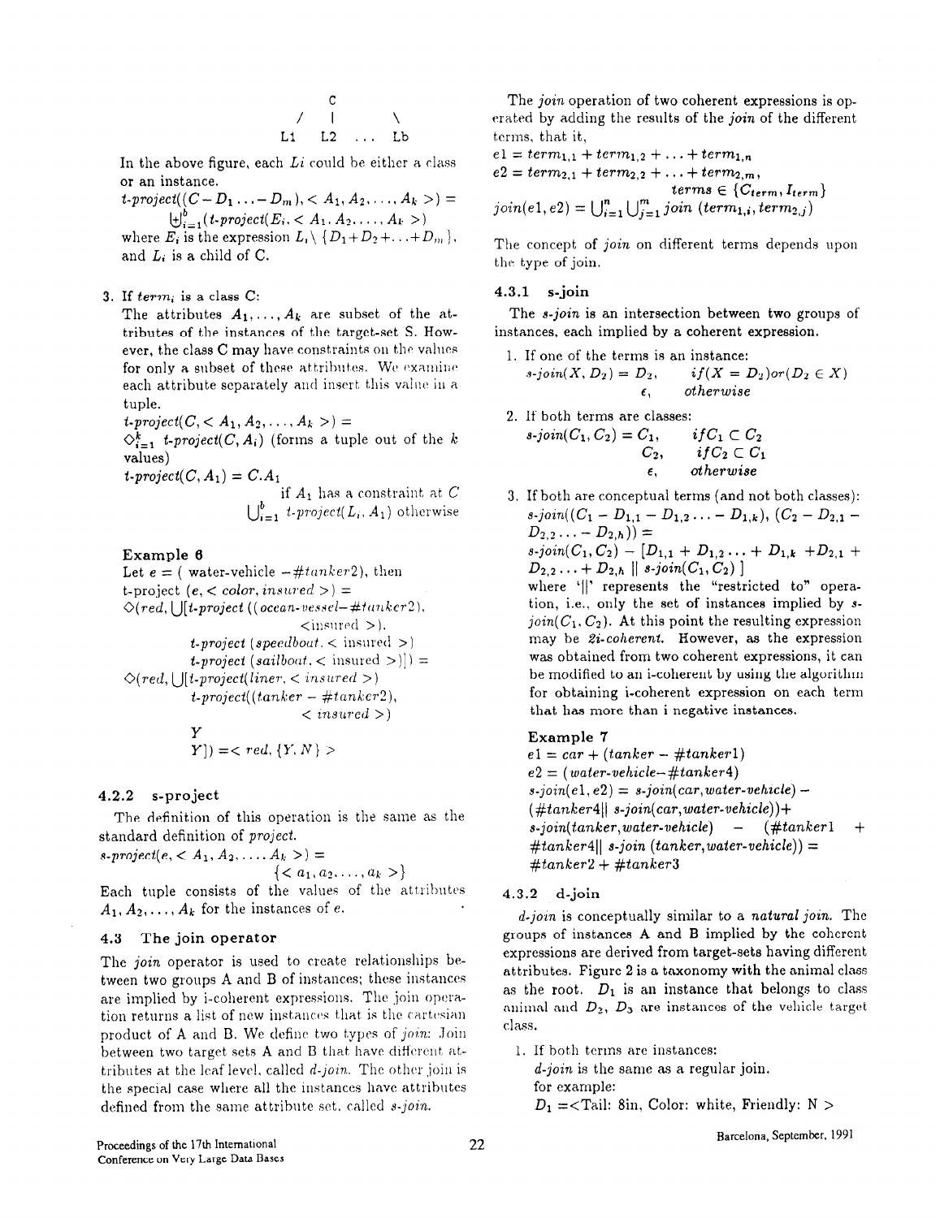```
        C
      / | \
    L1  L2 ... Lb
```

In the above figure, each $Li$ could be either a class or an instance.

$t\text{-}project((C - D_1 \ldots - D_m), < A_1, A_2, \ldots, A_k >) =$
$\biguplus_{i=1}^{b}(t\text{-}project(E_i, < A_1, A_2, \ldots, A_k >)$
where $E_i$ is the expression $L_i \setminus \{D_1 + D_2 + \ldots + D_m\}$, and $L_i$ is a child of C.

3. If $term_i$ is a class C:
   The attributes $A_1, \ldots, A_k$ are subset of the attributes of the instances of the target-set S. However, the class C may have constraints on the values for only a subset of these attributes. We examine each attribute separately and insert this value in a tuple.
   $t\text{-}project(C, < A_1, A_2, \ldots, A_k >) =$
   $\diamond_{i=1}^{k}$ $t\text{-}project(C, A_i)$ (forms a tuple out of the $k$ values)
   $t\text{-}project(C, A_1) = C.A_1$ if $A_1$ has a constraint at $C$
   $\bigcup_{i=1}^{b} t\text{-}project(L_i, A_1)$ otherwise

**Example 6**

Let $e =$ ( water-vehicle $-\#tanker2$), then
t-project $(e, < color, insured >) =$
$\diamond(red, \bigcup[t\text{-}project\ ((ocean\text{-}vessel - \#tanker2),$
$<$insured $>)$,
$t\text{-}project\ (speedboat, <$ insured $>)$
$t\text{-}project\ (sailboat, <$ insured $>)]) =$
$\diamond(red, \bigcup[t\text{-}project(liner, < insured >)$
$t\text{-}project((tanker - \#tanker2),$
$< insured >)$
$Y$
$Y]) =< red, \{Y, N\} >$

### 4.2.2 s-project

The definition of this operation is the same as the standard definition of *project*.

$s\text{-}project(e, < A_1, A_2, \ldots, A_k >) =$
$\{< a_1, a_2, \ldots, a_k >\}$

Each tuple consists of the values of the attributes $A_1, A_2, \ldots, A_k$ for the instances of $e$.

## 4.3 The join operator

The *join* operator is used to create relationships between two groups A and B of instances; these instances are implied by i-coherent expressions. The join operation returns a list of new instances that is the cartesian product of A and B. We define two types of *join*: Join between two target sets A and B that have different attributes at the leaf level, called *d-join*. The other join is the special case where all the instances have attributes defined from the same attribute set, called *s-join*.

The *join* operation of two coherent expressions is operated by adding the results of the *join* of the different terms, that it,

$e1 = term_{1,1} + term_{1,2} + \ldots + term_{1,n}$
$e2 = term_{2,1} + term_{2,2} + \ldots + term_{2,m}$,
$terms \in \{C_{term}, I_{term}\}$
$join(e1, e2) = \bigcup_{i=1}^{n} \bigcup_{j=1}^{m} join\ (term_{1,i}, term_{2,j})$

The concept of *join* on different terms depends upon the type of join.

### 4.3.1 s-join

The *s-join* is an intersection between two groups of instances, each implied by a coherent expression.

1. If one of the terms is an instance:
   $s\text{-}join(X, D_2) = D_2, \quad if (X = D_2) or (D_2 \in X)$
   $\epsilon, \quad otherwise$

2. If both terms are classes:
   $s\text{-}join(C_1, C_2) = C_1, \quad if C_1 \subset C_2$
   $C_2, \quad if C_2 \subset C_1$
   $\epsilon, \quad otherwise$

3. If both are conceptual terms (and not both classes):
   $s\text{-}join((C_1 - D_{1,1} - D_{1,2} \ldots - D_{1,k}), (C_2 - D_{2,1} - D_{2,2} \ldots - D_{2,h})) =$
   $s\text{-}join(C_1, C_2) - [D_{1,1} + D_{1,2} \ldots + D_{1,k} + D_{2,1} + D_{2,2} \ldots + D_{2,h} \parallel s\text{-}join(C_1, C_2)\ ]$
   where '$\parallel$' represents the "restricted to" operation, i.e., only the set of instances implied by $s\text{-}join(C_1, C_2)$. At this point the resulting expression may be *2i-coherent*. However, as the expression was obtained from two coherent expressions, it can be modified to an i-coherent by using the algorithm for obtaining i-coherent expression on each term that has more than i negative instances.

**Example 7**

$e1 = car + (tanker - \#tanker1)$
$e2 = (water\text{-}vehicle - \#tanker4)$
$s\text{-}join(e1, e2) = s\text{-}join(car, water\text{-}vehicle) - (\#tanker4 \parallel s\text{-}join(car, water\text{-}vehicle)) +$
$s\text{-}join(tanker, water\text{-}vehicle) - (\#tanker1 + \#tanker4 \parallel s\text{-}join\ (tanker, water\text{-}vehicle)) =$
$\#tanker2 + \#tanker3$

### 4.3.2 d-join

*d-join* is conceptually similar to a *natural join*. The groups of instances A and B implied by the coherent expressions are derived from target-sets having different attributes. Figure 2 is a taxonomy with the animal class as the root. $D_1$ is an instance that belongs to class animal and $D_2$, $D_3$ are instances of the vehicle target class.

1. If both terms are instances:
   *d-join* is the same as a regular join.
   for example:
   $D_1 =$<Tail: 8in, Color: white, Friendly: N >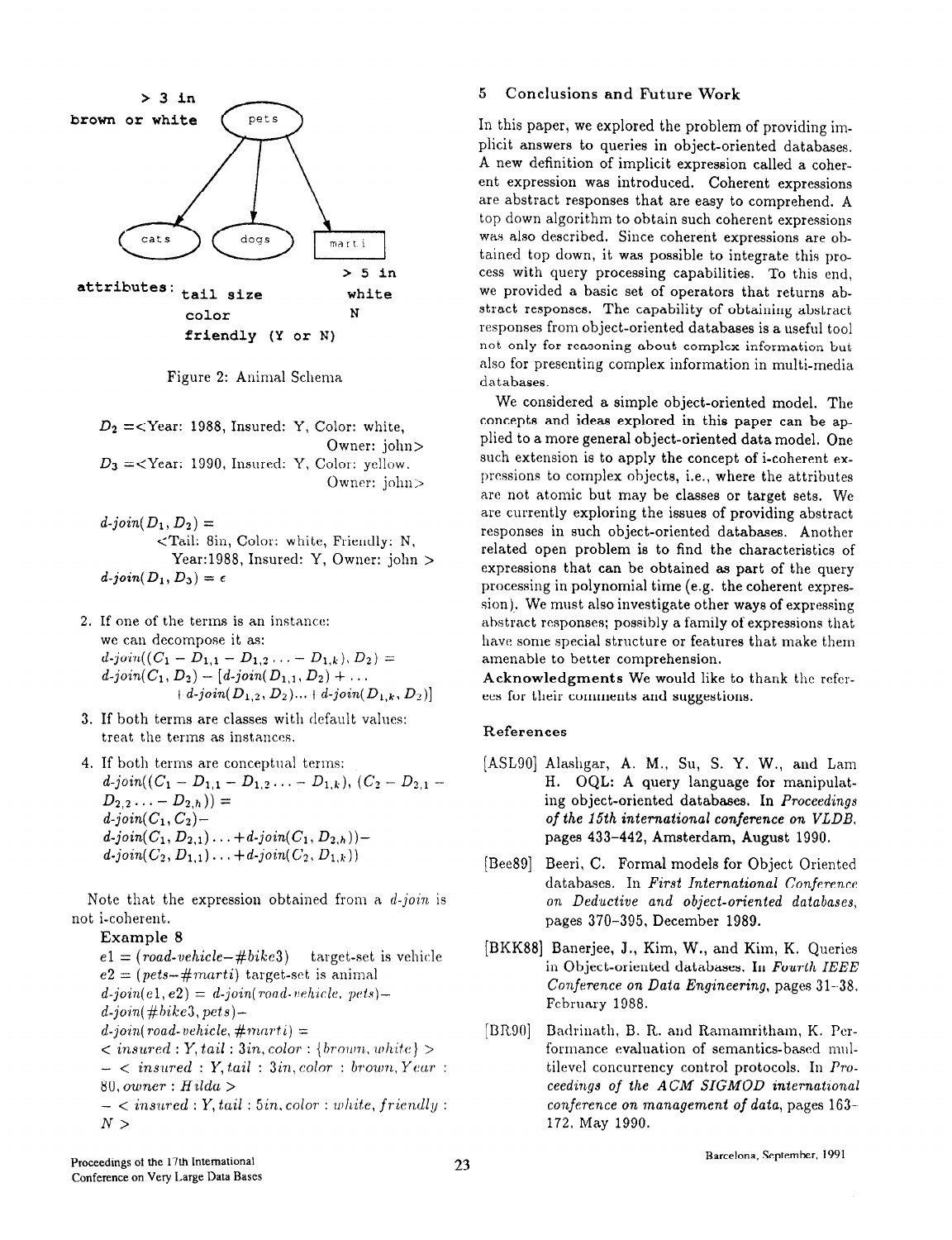> 3 in
brown or white

pets

cats dogs marti

> 5 in
white
N

attributes: tail size
color
friendly (Y or N)

Figure 2: Animal Schema

$D_2$ =<Year: 1988, Insured: Y, Color: white, Owner: john>
$D_3$ =<Year: 1990, Insured: Y, Color: yellow. Owner: john>

*d-join*($D_1$, $D_2$) =
<Tail: 8in, Color: white, Friendly: N, Year:1988, Insured: Y, Owner: john >
*d-join*($D_1$, $D_3$) = $\epsilon$

2. If one of the terms is an instance:
we can decompose it as:
$d\text{-}join((C_1 - D_{1,1} - D_{1,2} \ldots - D_{1,k}), D_2) =$
$d\text{-}join(C_1, D_2) - [d\text{-}join(D_{1,1}, D_2) + \ldots + d\text{-}join(D_{1,2}, D_2) \ldots + d\text{-}join(D_{1,k}, D_2)]$

3. If both terms are classes with default values:
treat the terms as instances.

4. If both terms are conceptual terms:
$d\text{-}join((C_1 - D_{1,1} - D_{1,2} \ldots - D_{1,k}), (C_2 - D_{2,1} - D_{2,2} \ldots - D_{2,h})) =$
$d\text{-}join(C_1, C_2) -$
$d\text{-}join(C_1, D_{2,1}) \ldots + d\text{-}join(C_1, D_{2,h})) -$
$d\text{-}join(C_2, D_{1,1}) \ldots + d\text{-}join(C_2, D_{1,k}))$

Note that the expression obtained from a *d-join* is not i-coherent.

**Example 8**

$e1 = (road\text{-}vehicle - \#bike3)$ target-set is vehicle
$e2 = (pets - \#marti)$ target-set is animal
$d\text{-}join(e1, e2) = d\text{-}join(road\text{-}vehicle, pets) -$
$d\text{-}join(\#bike3, pets) -$
$d\text{-}join(road\text{-}vehicle, \#marti) =$
$< insured : Y, tail : 3in, color : \{brown, white\} >$
$- < insured : Y, tail : 3in, color : brown, Year : 80, owner : Hilda >$
$- < insured : Y, tail : 5in, color : white, friendly : N >$

## 5 Conclusions and Future Work

In this paper, we explored the problem of providing implicit answers to queries in object-oriented databases. A new definition of implicit expression called a coherent expression was introduced. Coherent expressions are abstract responses that are easy to comprehend. A top down algorithm to obtain such coherent expressions was also described. Since coherent expressions are obtained top down, it was possible to integrate this process with query processing capabilities. To this end, we provided a basic set of operators that returns abstract responses. The capability of obtaining abstract responses from object-oriented databases is a useful tool not only for reasoning about complex information but also for presenting complex information in multi-media databases.

We considered a simple object-oriented model. The concepts and ideas explored in this paper can be applied to a more general object-oriented data model. One such extension is to apply the concept of i-coherent expressions to complex objects, i.e., where the attributes are not atomic but may be classes or target sets. We are currently exploring the issues of providing abstract responses in such object-oriented databases. Another related open problem is to find the characteristics of expressions that can be obtained as part of the query processing in polynomial time (e.g. the coherent expression). We must also investigate other ways of expressing abstract responses; possibly a family of expressions that have some special structure or features that make them amenable to better comprehension.

**Acknowledgments** We would like to thank the referees for their comments and suggestions.

### References

[ASL90] Alashgar, A. M., Su, S. Y. W., and Lam H. OQL: A query language for manipulating object-oriented databases. In *Proceedings of the 15th international conference on VLDB*, pages 433–442, Amsterdam, August 1990.

[Bee89] Beeri, C. Formal models for Object Oriented databases. In *First International Conference on Deductive and object-oriented databases*, pages 370–395, December 1989.

[BKK88] Banerjee, J., Kim, W., and Kim, K. Queries in Object-oriented databases. In *Fourth IEEE Conference on Data Engineering*, pages 31–38, February 1988.

[BR90] Badrinath, B. R. and Ramamritham, K. Performance evaluation of semantics-based multilevel concurrency control protocols. In *Proceedings of the ACM SIGMOD international conference on management of data*, pages 163–172, May 1990.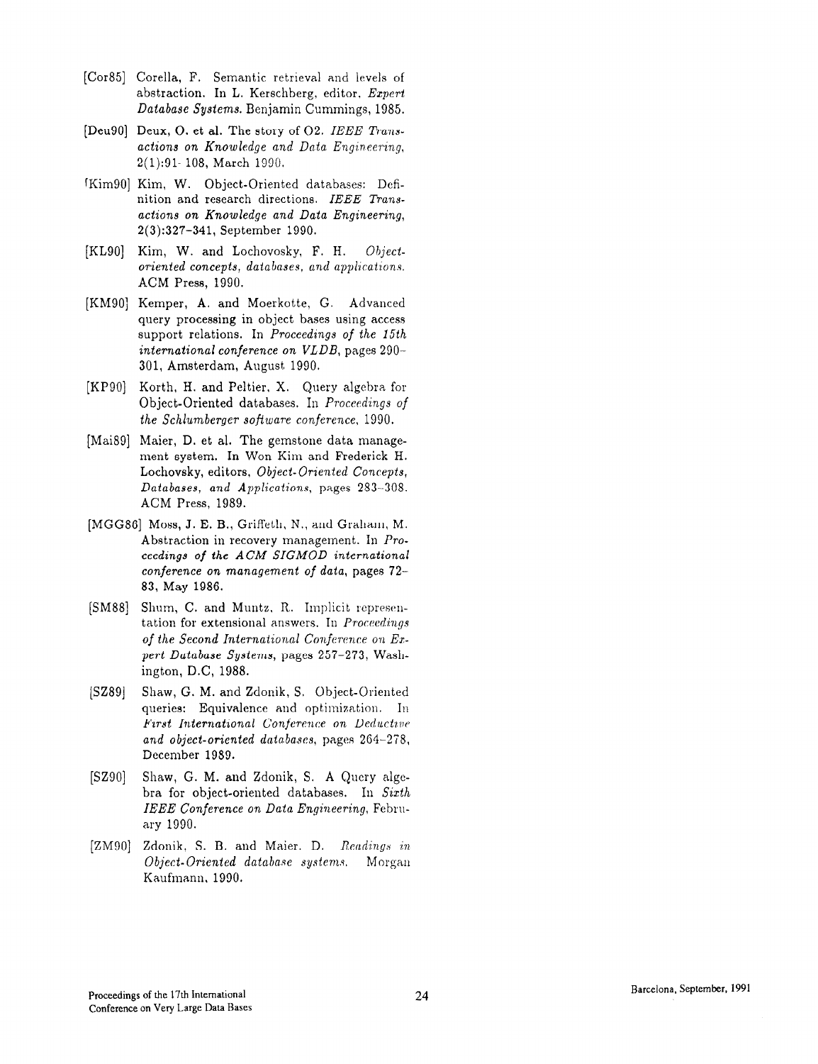[Cor85] Corella, F. Semantic retrieval and levels of abstraction. In L. Kerschberg, editor, *Expert Database Systems*. Benjamin Cummings, 1985.

[Deu90] Deux, O. et al. The story of O2. *IEEE Transactions on Knowledge and Data Engineering*, 2(1):91-108, March 1990.

[Kim90] Kim, W. Object-Oriented databases: Definition and research directions. *IEEE Transactions on Knowledge and Data Engineering*, 2(3):327-341, September 1990.

[KL90] Kim, W. and Lochovosky, F. H. *Object-oriented concepts, databases, and applications*. ACM Press, 1990.

[KM90] Kemper, A. and Moerkotte, G. Advanced query processing in object bases using access support relations. In *Proceedings of the 15th international conference on VLDB*, pages 290-301, Amsterdam, August 1990.

[KP90] Korth, H. and Peltier, X. Query algebra for Object-Oriented databases. In *Proceedings of the Schlumberger software conference*, 1990.

[Mai89] Maier, D. et al. The gemstone data management system. In Won Kim and Frederick H. Lochovsky, editors, *Object-Oriented Concepts, Databases, and Applications*, pages 283-308. ACM Press, 1989.

[MGG86] Moss, J. E. B., Griffeth, N., and Graham, M. Abstraction in recovery management. In *Proceedings of the ACM SIGMOD international conference on management of data*, pages 72-83, May 1986.

[SM88] Shum, C. and Muntz, R. Implicit representation for extensional answers. In *Proceedings of the Second International Conference on Expert Database Systems*, pages 257-273, Washington, D.C, 1988.

[SZ89] Shaw, G. M. and Zdonik, S. Object-Oriented queries: Equivalence and optimization. In *First International Conference on Deductive and object-oriented databases*, pages 264-278, December 1989.

[SZ90] Shaw, G. M. and Zdonik, S. A Query algebra for object-oriented databases. In *Sixth IEEE Conference on Data Engineering*, February 1990.

[ZM90] Zdonik, S. B. and Maier, D. *Readings in Object-Oriented database systems*. Morgan Kaufmann, 1990.